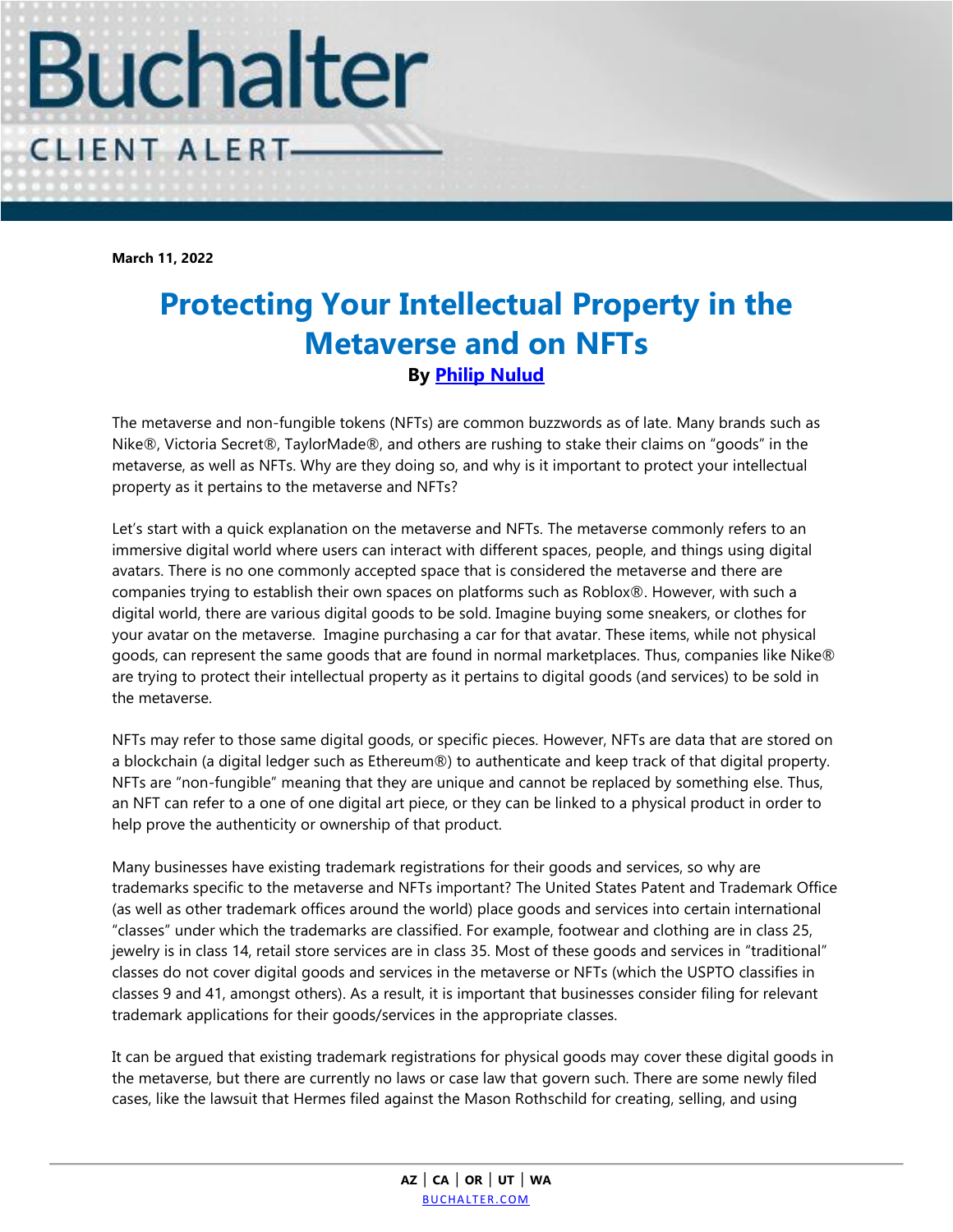Buchalter

CLIENT ALERT

**March 11, 2022**

# Protecting Your Intellectual Property in the Metaverse and on NFTs

**By [Philip Nulud]**

The metaverse and non-fungible tokens (NFTs) are common buzzwords as of late. Many brands such as Nike®, Victoria Secret®, TaylorMade®, and others are rushing to stake their claims on "goods" in the metaverse, as well as NFTs. Why are they doing so, and why is it important to protect your intellectual property as it pertains to the metaverse and NFTs?

Let's start with a quick explanation on the metaverse and NFTs. The metaverse commonly refers to an immersive digital world where users can interact with different spaces, people, and things using digital avatars. There is no one commonly accepted space that is considered the metaverse and there are companies trying to establish their own spaces on platforms such as Roblox®. However, with such a digital world, there are various digital goods to be sold. Imagine buying some sneakers, or clothes for your avatar on the metaverse. Imagine purchasing a car for that avatar. These items, while not physical goods, can represent the same goods that are found in normal marketplaces. Thus, companies like Nike® are trying to protect their intellectual property as it pertains to digital goods (and services) to be sold in the metaverse.

NFTs may refer to those same digital goods, or specific pieces. However, NFTs are data that are stored on a blockchain (a digital ledger such as Ethereum®) to authenticate and keep track of that digital property. NFTs are "non-fungible" meaning that they are unique and cannot be replaced by something else. Thus, an NFT can refer to a one of one digital art piece, or they can be linked to a physical product in order to help prove the authenticity or ownership of that product.

Many businesses have existing trademark registrations for their goods and services, so why are trademarks specific to the metaverse and NFTs important? The United States Patent and Trademark Office (as well as other trademark offices around the world) place goods and services into certain international "classes" under which the trademarks are classified. For example, footwear and clothing are in class 25, jewelry is in class 14, retail store services are in class 35. Most of these goods and services in "traditional" classes do not cover digital goods and services in the metaverse or NFTs (which the USPTO classifies in classes 9 and 41, amongst others). As a result, it is important that businesses consider filing for relevant trademark applications for their goods/services in the appropriate classes.

It can be argued that existing trademark registrations for physical goods may cover these digital goods in the metaverse, but there are currently no laws or case law that govern such. There are some newly filed cases, like the lawsuit that Hermes filed against the Mason Rothschild for creating, selling, and using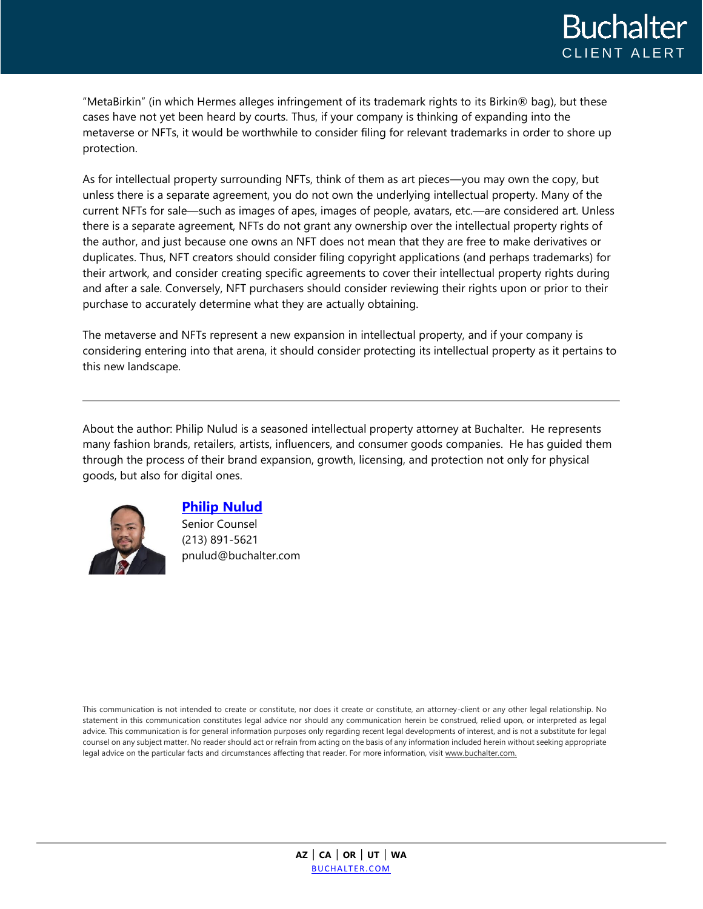"MetaBirkin" (in which Hermes alleges infringement of its trademark rights to its Birkin® bag), but these cases have not yet been heard by courts. Thus, if your company is thinking of expanding into the metaverse or NFTs, it would be worthwhile to consider filing for relevant trademarks in order to shore up protection.

As for intellectual property surrounding NFTs, think of them as art pieces—you may own the copy, but unless there is a separate agreement, you do not own the underlying intellectual property. Many of the current NFTs for sale—such as images of apes, images of people, avatars, etc.—are considered art. Unless there is a separate agreement, NFTs do not grant any ownership over the intellectual property rights of the author, and just because one owns an NFT does not mean that they are free to make derivatives or duplicates. Thus, NFT creators should consider filing copyright applications (and perhaps trademarks) for their artwork, and consider creating specific agreements to cover their intellectual property rights during and after a sale. Conversely, NFT purchasers should consider reviewing their rights upon or prior to their purchase to accurately determine what they are actually obtaining.

The metaverse and NFTs represent a new expansion in intellectual property, and if your company is considering entering into that arena, it should consider protecting its intellectual property as it pertains to this new landscape.

---

About the author: Philip Nulud is a seasoned intellectual property attorney at Buchalter. He represents many fashion brands, retailers, artists, influencers, and consumer goods companies. He has guided them through the process of their brand expansion, growth, licensing, and protection not only for physical goods, but also for digital ones.

**Philip Nulud**
Senior Counsel
(213) 891-5621
pnulud@buchalter.com

This communication is not intended to create or constitute, nor does it create or constitute, an attorney-client or any other legal relationship. No statement in this communication constitutes legal advice nor should any communication herein be construed, relied upon, or interpreted as legal advice. This communication is for general information purposes only regarding recent legal developments of interest, and is not a substitute for legal counsel on any subject matter. No reader should act or refrain from acting on the basis of any information included herein without seeking appropriate legal advice on the particular facts and circumstances affecting that reader. For more information, visit www.buchalter.com.